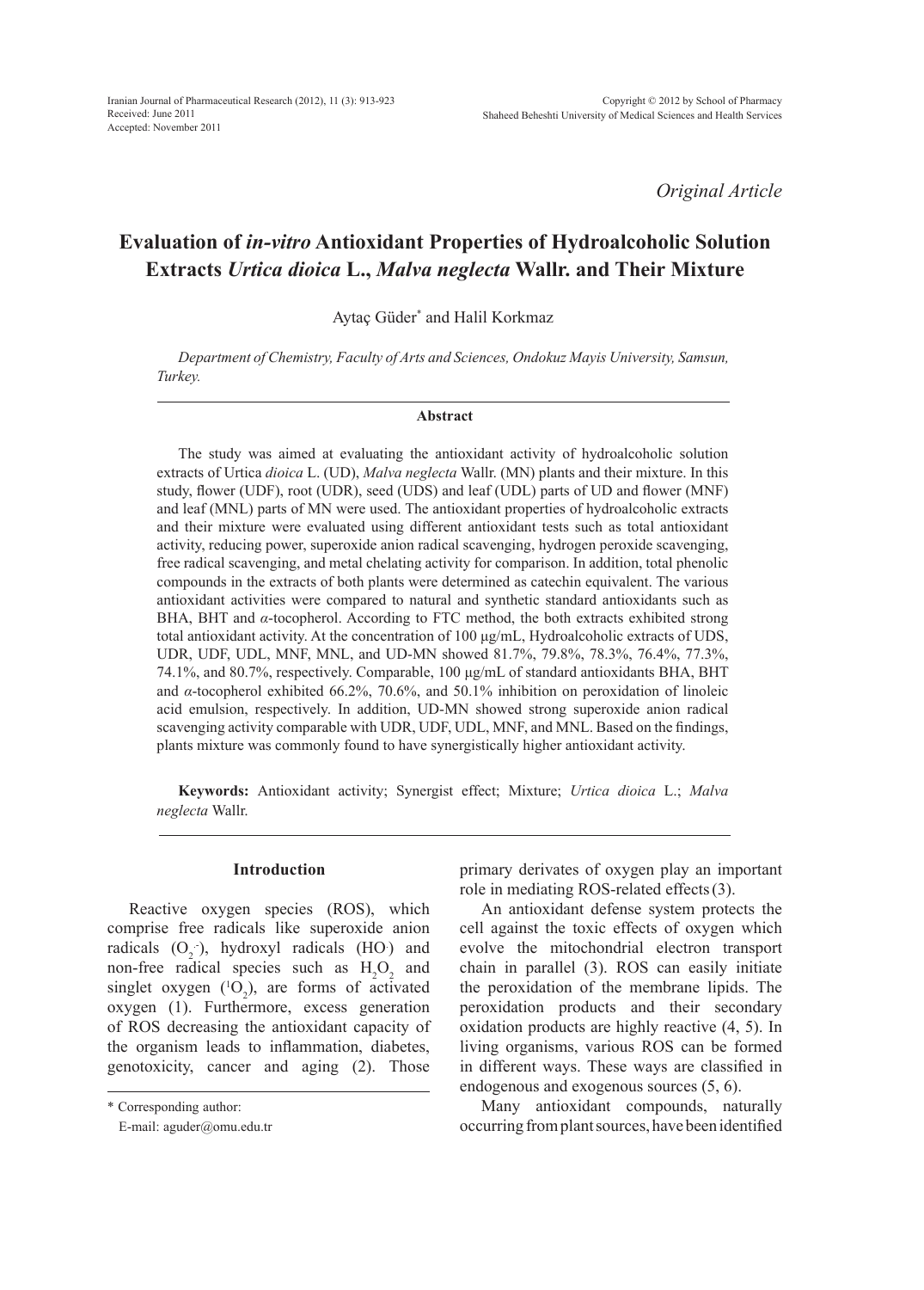Received: June 2011
Accepted: November 2011

*Original Article*

# Evaluation of *in-vitro* Antioxidant Properties of Hydroalcoholic Solution Extracts *Urtica dioica* L., *Malva neglecta* Wallr. and Their Mixture

Aytaç Güder* and Halil Korkmaz

*Department of Chemistry, Faculty of Arts and Sciences, Ondokuz Mayis University, Samsun, Turkey.*

### Abstract

The study was aimed at evaluating the antioxidant activity of hydroalcoholic solution extracts of Urtica *dioica* L. (UD), *Malva neglecta* Wallr. (MN) plants and their mixture. In this study, flower (UDF), root (UDR), seed (UDS) and leaf (UDL) parts of UD and flower (MNF) and leaf (MNL) parts of MN were used. The antioxidant properties of hydroalcoholic extracts and their mixture were evaluated using different antioxidant tests such as total antioxidant activity, reducing power, superoxide anion radical scavenging, hydrogen peroxide scavenging, free radical scavenging, and metal chelating activity for comparison. In addition, total phenolic compounds in the extracts of both plants were determined as catechin equivalent. The various antioxidant activities were compared to natural and synthetic standard antioxidants such as BHA, BHT and *α*-tocopherol. According to FTC method, the both extracts exhibited strong total antioxidant activity. At the concentration of 100 μg/mL, Hydroalcoholic extracts of UDS, UDR, UDF, UDL, MNF, MNL, and UD-MN showed 81.7%, 79.8%, 78.3%, 76.4%, 77.3%, 74.1%, and 80.7%, respectively. Comparable, 100 μg/mL of standard antioxidants BHA, BHT and *α*-tocopherol exhibited 66.2%, 70.6%, and 50.1% inhibition on peroxidation of linoleic acid emulsion, respectively. In addition, UD-MN showed strong superoxide anion radical scavenging activity comparable with UDR, UDF, UDL, MNF, and MNL. Based on the findings, plants mixture was commonly found to have synergistically higher antioxidant activity.

**Keywords:** Antioxidant activity; Synergist effect; Mixture; *Urtica dioica* L.; *Malva neglecta* Wallr.

### Introduction

Reactive oxygen species (ROS), which comprise free radicals like superoxide anion radicals ($O_2^{.-}$), hydroxyl radicals ($HO^{.}$) and non-free radical species such as $H_2O_2$ and singlet oxygen ($^1O_2$), are forms of activated oxygen (1). Furthermore, excess generation of ROS decreasing the antioxidant capacity of the organism leads to inflammation, diabetes, genotoxicity, cancer and aging (2). Those primary derivates of oxygen play an important role in mediating ROS-related effects (3).

An antioxidant defense system protects the cell against the toxic effects of oxygen which evolve the mitochondrial electron transport chain in parallel (3). ROS can easily initiate the peroxidation of the membrane lipids. The peroxidation products and their secondary oxidation products are highly reactive (4, 5). In living organisms, various ROS can be formed in different ways. These ways are classified in endogenous and exogenous sources (5, 6).

Many antioxidant compounds, naturally occurring from plant sources, have been identified

\* Corresponding author:
E-mail: aguder@omu.edu.tr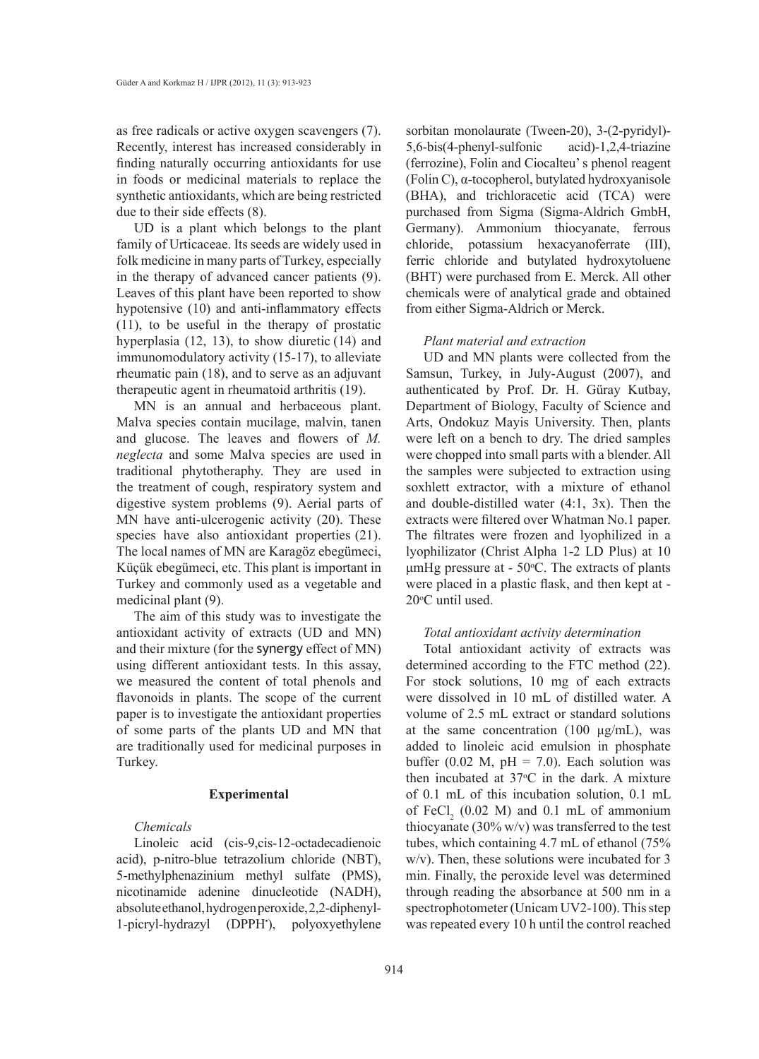as free radicals or active oxygen scavengers (7). Recently, interest has increased considerably in finding naturally occurring antioxidants for use in foods or medicinal materials to replace the synthetic antioxidants, which are being restricted due to their side effects (8).

UD is a plant which belongs to the plant family of Urticaceae. Its seeds are widely used in folk medicine in many parts of Turkey, especially in the therapy of advanced cancer patients (9). Leaves of this plant have been reported to show hypotensive (10) and anti-inflammatory effects (11), to be useful in the therapy of prostatic hyperplasia (12, 13), to show diuretic (14) and immunomodulatory activity (15-17), to alleviate rheumatic pain (18), and to serve as an adjuvant therapeutic agent in rheumatoid arthritis (19).

MN is an annual and herbaceous plant. Malva species contain mucilage, malvin, tanen and glucose. The leaves and flowers of *M. neglecta* and some Malva species are used in traditional phytotheraphy. They are used in the treatment of cough, respiratory system and digestive system problems (9). Aerial parts of MN have anti-ulcerogenic activity (20). These species have also antioxidant properties (21). The local names of MN are Karagöz ebegümeci, Küçük ebegümeci, etc. This plant is important in Turkey and commonly used as a vegetable and medicinal plant (9).

The aim of this study was to investigate the antioxidant activity of extracts (UD and MN) and their mixture (for the synergy effect of MN) using different antioxidant tests. In this assay, we measured the content of total phenols and flavonoids in plants. The scope of the current paper is to investigate the antioxidant properties of some parts of the plants UD and MN that are traditionally used for medicinal purposes in Turkey.

## Experimental

### *Chemicals*

Linoleic acid (cis-9,cis-12-octadecadienoic acid), p-nitro-blue tetrazolium chloride (NBT), 5-methylphenazinium methyl sulfate (PMS), nicotinamide adenine dinucleotide (NADH), absolute ethanol, hydrogen peroxide, 2,2-diphenyl-1-picryl-hydrazyl (DPPH•), polyoxyethylene sorbitan monolaurate (Tween-20), 3-(2-pyridyl)-5,6-bis(4-phenyl-sulfonic acid)-1,2,4-triazine (ferrozine), Folin and Ciocalteu' s phenol reagent (Folin C), α-tocopherol, butylated hydroxyanisole (BHA), and trichloracetic acid (TCA) were purchased from Sigma (Sigma-Aldrich GmbH, Germany). Ammonium thiocyanate, ferrous chloride, potassium hexacyanoferrate (III), ferric chloride and butylated hydroxytoluene (BHT) were purchased from E. Merck. All other chemicals were of analytical grade and obtained from either Sigma-Aldrich or Merck.

### *Plant material and extraction*

UD and MN plants were collected from the Samsun, Turkey, in July-August (2007), and authenticated by Prof. Dr. H. Güray Kutbay, Department of Biology, Faculty of Science and Arts, Ondokuz Mayis University. Then, plants were left on a bench to dry. The dried samples were chopped into small parts with a blender. All the samples were subjected to extraction using soxhlett extractor, with a mixture of ethanol and double-distilled water (4:1, 3x). Then the extracts were filtered over Whatman No.1 paper. The filtrates were frozen and lyophilized in a lyophilizator (Christ Alpha 1-2 LD Plus) at 10 μmHg pressure at - 50°C. The extracts of plants were placed in a plastic flask, and then kept at - 20°C until used.

### *Total antioxidant activity determination*

Total antioxidant activity of extracts was determined according to the FTC method (22). For stock solutions, 10 mg of each extracts were dissolved in 10 mL of distilled water. A volume of 2.5 mL extract or standard solutions at the same concentration (100 μg/mL), was added to linoleic acid emulsion in phosphate buffer (0.02 M, pH = 7.0). Each solution was then incubated at 37°C in the dark. A mixture of 0.1 mL of this incubation solution, 0.1 mL of $FeCl_2$ (0.02 M) and 0.1 mL of ammonium thiocyanate (30% w/v) was transferred to the test tubes, which containing 4.7 mL of ethanol (75% w/v). Then, these solutions were incubated for 3 min. Finally, the peroxide level was determined through reading the absorbance at 500 nm in a spectrophotometer (Unicam UV2-100). This step was repeated every 10 h until the control reached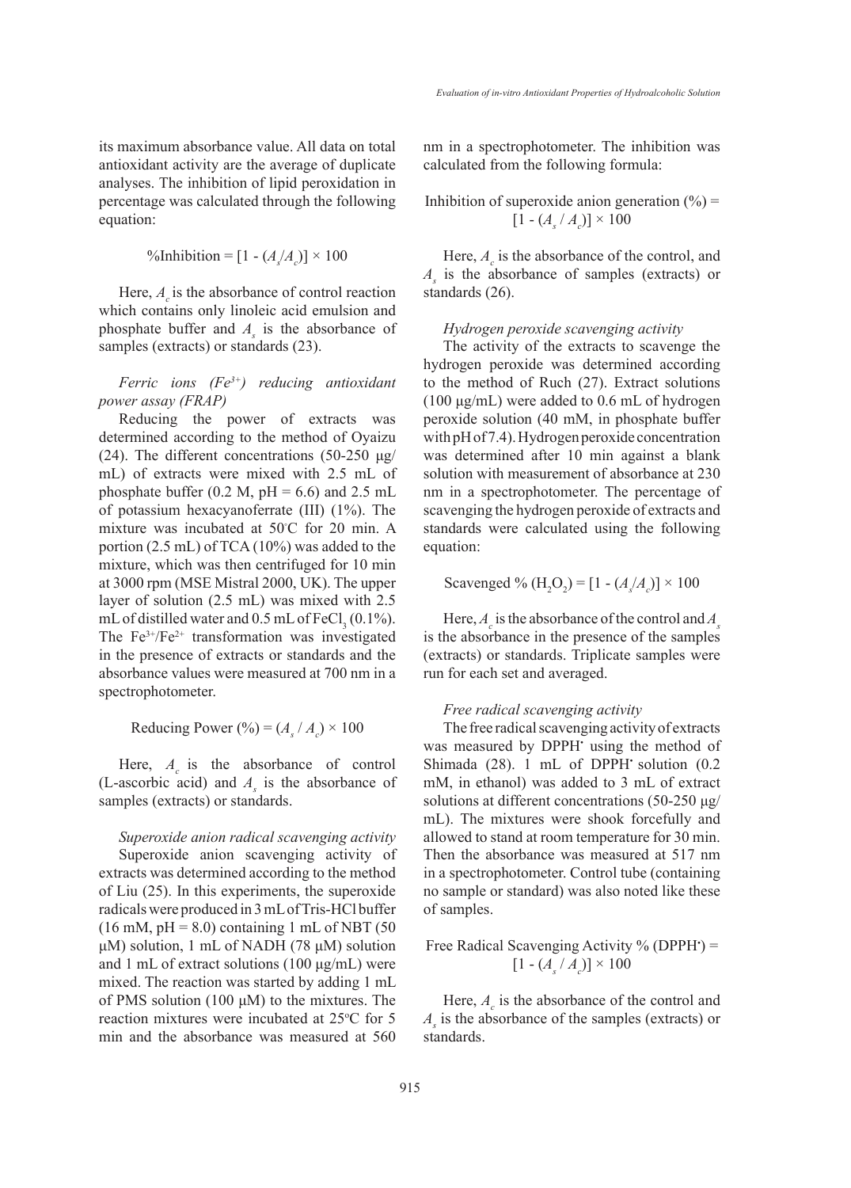its maximum absorbance value. All data on total antioxidant activity are the average of duplicate analyses. The inhibition of lipid peroxidation in percentage was calculated through the following equation:

$$\%\text{Inhibition} = [1 - (A_s/A_c)] \times 100$$

Here, $A_c$ is the absorbance of control reaction which contains only linoleic acid emulsion and phosphate buffer and $A_s$ is the absorbance of samples (extracts) or standards (23).

*Ferric ions ($Fe^{3+}$) reducing antioxidant power assay (FRAP)*

Reducing the power of extracts was determined according to the method of Oyaizu (24). The different concentrations (50-250 µg/mL) of extracts were mixed with 2.5 mL of phosphate buffer (0.2 M, pH = 6.6) and 2.5 mL of potassium hexacyanoferrate (III) (1%). The mixture was incubated at 50°C for 20 min. A portion (2.5 mL) of TCA (10%) was added to the mixture, which was then centrifuged for 10 min at 3000 rpm (MSE Mistral 2000, UK). The upper layer of solution (2.5 mL) was mixed with 2.5 mL of distilled water and 0.5 mL of $FeCl_3$ (0.1%). The $Fe^{3+}/Fe^{2+}$ transformation was investigated in the presence of extracts or standards and the absorbance values were measured at 700 nm in a spectrophotometer.

$$\text{Reducing Power (\%)} = (A_s / A_c) \times 100$$

Here, $A_c$ is the absorbance of control (L-ascorbic acid) and $A_s$ is the absorbance of samples (extracts) or standards.

*Superoxide anion radical scavenging activity*

Superoxide anion scavenging activity of extracts was determined according to the method of Liu (25). In this experiments, the superoxide radicals were produced in 3 mL of Tris-HCl buffer (16 mM, pH = 8.0) containing 1 mL of NBT (50 µM) solution, 1 mL of NADH (78 µM) solution and 1 mL of extract solutions (100 µg/mL) were mixed. The reaction was started by adding 1 mL of PMS solution (100 µM) to the mixtures. The reaction mixtures were incubated at 25°C for 5 min and the absorbance was measured at 560 nm in a spectrophotometer. The inhibition was calculated from the following formula:

$$\text{Inhibition of superoxide anion generation (\%)} = [1 - (A_s / A_c)] \times 100$$

Here, $A_c$ is the absorbance of the control, and $A_s$ is the absorbance of samples (extracts) or standards (26).

*Hydrogen peroxide scavenging activity*

The activity of the extracts to scavenge the hydrogen peroxide was determined according to the method of Ruch (27). Extract solutions (100 µg/mL) were added to 0.6 mL of hydrogen peroxide solution (40 mM, in phosphate buffer with pH of 7.4). Hydrogen peroxide concentration was determined after 10 min against a blank solution with measurement of absorbance at 230 nm in a spectrophotometer. The percentage of scavenging the hydrogen peroxide of extracts and standards were calculated using the following equation:

$$\text{Scavenged \% } (H_2O_2) = [1 - (A_s/A_c)] \times 100$$

Here, $A_c$ is the absorbance of the control and $A_s$ is the absorbance in the presence of the samples (extracts) or standards. Triplicate samples were run for each set and averaged.

*Free radical scavenging activity*

The free radical scavenging activity of extracts was measured by $DPPH^{\bullet}$ using the method of Shimada (28). 1 mL of $DPPH^{\bullet}$ solution (0.2 mM, in ethanol) was added to 3 mL of extract solutions at different concentrations (50-250 µg/mL). The mixtures were shook forcefully and allowed to stand at room temperature for 30 min. Then the absorbance was measured at 517 nm in a spectrophotometer. Control tube (containing no sample or standard) was also noted like these of samples.

$$\text{Free Radical Scavenging Activity \% } (DPPH^{\bullet}) = [1 - (A_s / A_c)] \times 100$$

Here, $A_c$ is the absorbance of the control and $A_s$ is the absorbance of the samples (extracts) or standards.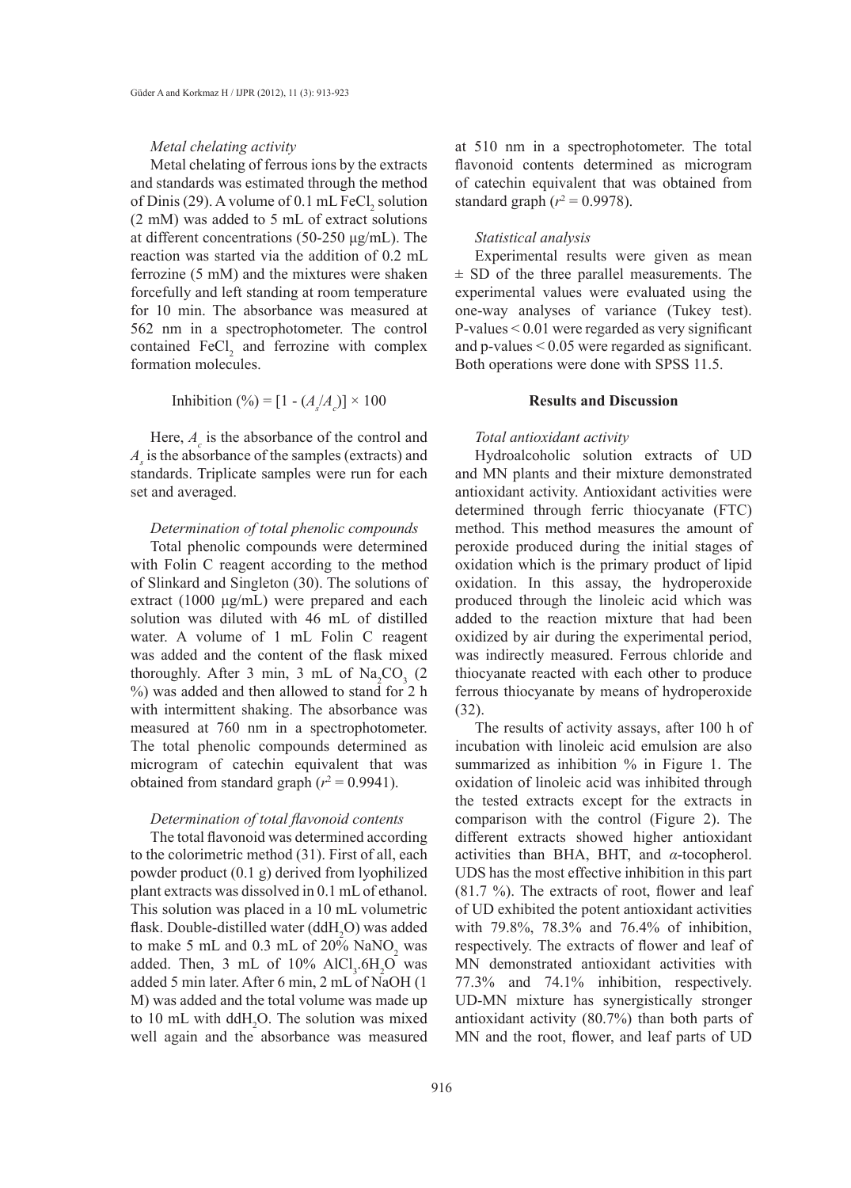*Metal chelating activity*

Metal chelating of ferrous ions by the extracts and standards was estimated through the method of Dinis (29). A volume of 0.1 mL $FeCl_2$ solution (2 mM) was added to 5 mL of extract solutions at different concentrations (50-250 µg/mL). The reaction was started via the addition of 0.2 mL ferrozine (5 mM) and the mixtures were shaken forcefully and left standing at room temperature for 10 min. The absorbance was measured at 562 nm in a spectrophotometer. The control contained $FeCl_2$ and ferrozine with complex formation molecules.

$$\text{Inhibition (\%)} = [1 - (A_s/A_c)] \times 100$$

Here, $A_c$ is the absorbance of the control and $A_s$ is the absorbance of the samples (extracts) and standards. Triplicate samples were run for each set and averaged.

*Determination of total phenolic compounds*

Total phenolic compounds were determined with Folin C reagent according to the method of Slinkard and Singleton (30). The solutions of extract (1000 µg/mL) were prepared and each solution was diluted with 46 mL of distilled water. A volume of 1 mL Folin C reagent was added and the content of the flask mixed thoroughly. After 3 min, 3 mL of $Na_2CO_3$ (2 %) was added and then allowed to stand for 2 h with intermittent shaking. The absorbance was measured at 760 nm in a spectrophotometer. The total phenolic compounds determined as microgram of catechin equivalent that was obtained from standard graph ($r^2 = 0.9941$).

*Determination of total flavonoid contents*

The total flavonoid was determined according to the colorimetric method (31). First of all, each powder product (0.1 g) derived from lyophilized plant extracts was dissolved in 0.1 mL of ethanol. This solution was placed in a 10 mL volumetric flask. Double-distilled water ($ddH_2O$) was added to make 5 mL and 0.3 mL of 20% $NaNO_2$ was added. Then, 3 mL of 10% $AlCl_3.6H_2O$ was added 5 min later. After 6 min, 2 mL of NaOH (1 M) was added and the total volume was made up to 10 mL with $ddH_2O$. The solution was mixed well again and the absorbance was measured at 510 nm in a spectrophotometer. The total flavonoid contents determined as microgram of catechin equivalent that was obtained from standard graph ($r^2 = 0.9978$).

*Statistical analysis*

Experimental results were given as mean ± SD of the three parallel measurements. The experimental values were evaluated using the one-way analyses of variance (Tukey test). P-values < 0.01 were regarded as very significant and p-values < 0.05 were regarded as significant. Both operations were done with SPSS 11.5.

## Results and Discussion

*Total antioxidant activity*

Hydroalcoholic solution extracts of UD and MN plants and their mixture demonstrated antioxidant activity. Antioxidant activities were determined through ferric thiocyanate (FTC) method. This method measures the amount of peroxide produced during the initial stages of oxidation which is the primary product of lipid oxidation. In this assay, the hydroperoxide produced through the linoleic acid which was added to the reaction mixture that had been oxidized by air during the experimental period, was indirectly measured. Ferrous chloride and thiocyanate reacted with each other to produce ferrous thiocyanate by means of hydroperoxide (32).

The results of activity assays, after 100 h of incubation with linoleic acid emulsion are also summarized as inhibition % in Figure 1. The oxidation of linoleic acid was inhibited through the tested extracts except for the extracts in comparison with the control (Figure 2). The different extracts showed higher antioxidant activities than BHA, BHT, and α-tocopherol. UDS has the most effective inhibition in this part (81.7 %). The extracts of root, flower and leaf of UD exhibited the potent antioxidant activities with 79.8%, 78.3% and 76.4% of inhibition, respectively. The extracts of flower and leaf of MN demonstrated antioxidant activities with 77.3% and 74.1% inhibition, respectively. UD-MN mixture has synergistically stronger antioxidant activity (80.7%) than both parts of MN and the root, flower, and leaf parts of UD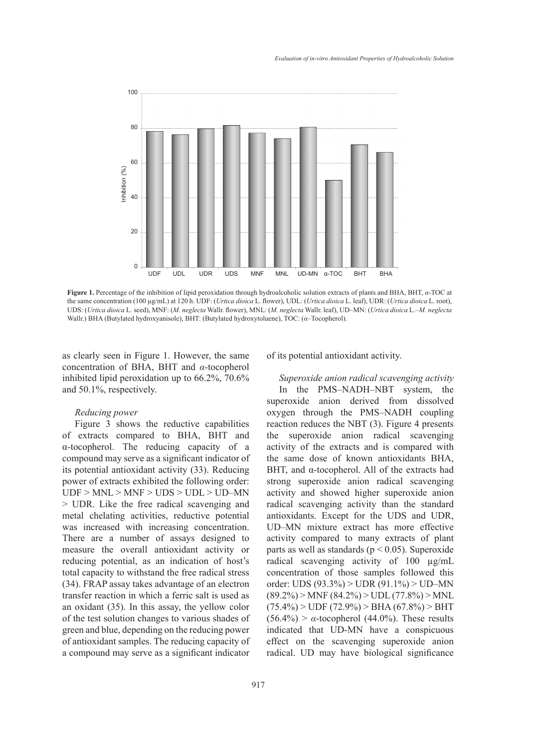**Figure 1.** Percentage of the inhibition of lipid peroxidation through hydroalcoholic solution extracts of plants and BHA, BHT, *α*-TOC at the same concentration (100 µg/mL) at 120 h. UDF: (*Urtica dioica* L. flower), UDL: (*Urtica dioica* L. leaf), UDR: (*Urtica dioica* L. root), UDS: (*Urtica dioica* L. seed), MNF: (*M. neglecta* Wallr. flower), MNL: (*M. neglecta* Wallr. leaf), UD–MN: (*Urtica dioica* L.–*M. neglecta* Wallr.) BHA (Butylated hydroxyanisole), BHT: (Butylated hydroxytoluene), TOC: (*α*–Tocopherol).

as clearly seen in Figure 1. However, the same concentration of BHA, BHT and *α*-tocopherol inhibited lipid peroxidation up to 66.2%, 70.6% and 50.1%, respectively.

*Reducing power*

Figure 3 shows the reductive capabilities of extracts compared to BHA, BHT and α-tocopherol. The reducing capacity of a compound may serve as a significant indicator of its potential antioxidant activity (33). Reducing power of extracts exhibited the following order: UDF > MNL > MNF > UDS > UDL > UD–MN > UDR. Like the free radical scavenging and metal chelating activities, reductive potential was increased with increasing concentration. There are a number of assays designed to measure the overall antioxidant activity or reducing potential, as an indication of host's total capacity to withstand the free radical stress (34). FRAP assay takes advantage of an electron transfer reaction in which a ferric salt is used as an oxidant (35). In this assay, the yellow color of the test solution changes to various shades of green and blue, depending on the reducing power of antioxidant samples. The reducing capacity of a compound may serve as a significant indicator of its potential antioxidant activity.

*Superoxide anion radical scavenging activity*

In the PMS–NADH–NBT system, the superoxide anion derived from dissolved oxygen through the PMS–NADH coupling reaction reduces the NBT (3). Figure 4 presents the superoxide anion radical scavenging activity of the extracts and is compared with the same dose of known antioxidants BHA, BHT, and α-tocopherol. All of the extracts had strong superoxide anion radical scavenging activity and showed higher superoxide anion radical scavenging activity than the standard antioxidants. Except for the UDS and UDR, UD–MN mixture extract has more effective activity compared to many extracts of plant parts as well as standards ($p < 0.05$). Superoxide radical scavenging activity of 100 µg/mL concentration of those samples followed this order: UDS (93.3%) > UDR (91.1%) > UD–MN (89.2%) > MNF (84.2%) > UDL (77.8%) > MNL (75.4%) > UDF (72.9%) > BHA (67.8%) > BHT (56.4%) > *α*-tocopherol (44.0%). These results indicated that UD-MN have a conspicuous effect on the scavenging superoxide anion radical. UD may have biological significance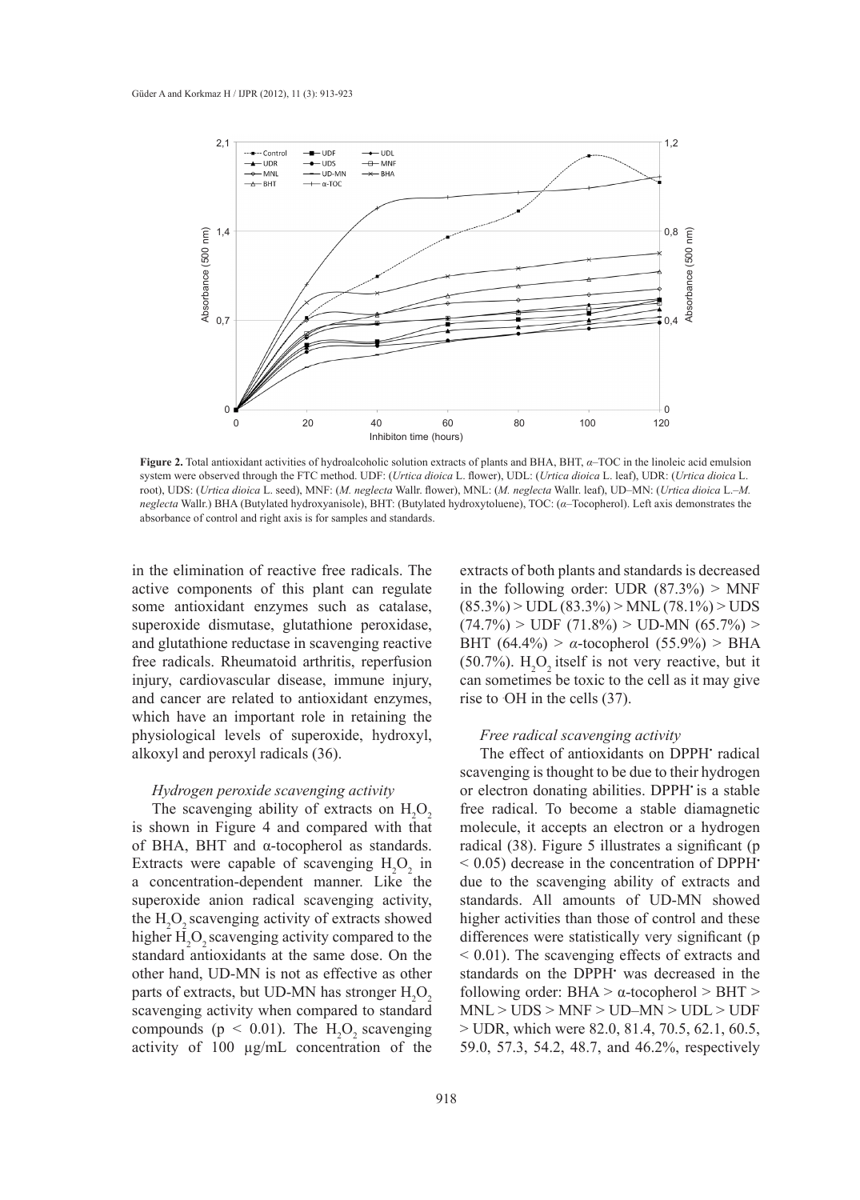**Figure 2.** Total antioxidant activities of hydroalcoholic solution extracts of plants and BHA, BHT, α–TOC in the linoleic acid emulsion system were observed through the FTC method. UDF: (*Urtica dioica* L. flower), UDL: (*Urtica dioica* L. leaf), UDR: (*Urtica dioica* L. root), UDS: (*Urtica dioica* L. seed), MNF: (*M. neglecta* Wallr. flower), MNL: (*M. neglecta* Wallr. leaf), UD–MN: (*Urtica dioica* L.–*M. neglecta* Wallr.) BHA (Butylated hydroxyanisole), BHT: (Butylated hydroxytoluene), TOC: (α–Tocopherol). Left axis demonstrates the absorbance of control and right axis is for samples and standards.

in the elimination of reactive free radicals. The active components of this plant can regulate some antioxidant enzymes such as catalase, superoxide dismutase, glutathione peroxidase, and glutathione reductase in scavenging reactive free radicals. Rheumatoid arthritis, reperfusion injury, cardiovascular disease, immune injury, and cancer are related to antioxidant enzymes, which have an important role in retaining the physiological levels of superoxide, hydroxyl, alkoxyl and peroxyl radicals (36).

*Hydrogen peroxide scavenging activity*

The scavenging ability of extracts on $H_2O_2$ is shown in Figure 4 and compared with that of BHA, BHT and α-tocopherol as standards. Extracts were capable of scavenging $H_2O_2$ in a concentration-dependent manner. Like the superoxide anion radical scavenging activity, the $H_2O_2$ scavenging activity of extracts showed higher $H_2O_2$ scavenging activity compared to the standard antioxidants at the same dose. On the other hand, UD-MN is not as effective as other parts of extracts, but UD-MN has stronger $H_2O_2$ scavenging activity when compared to standard compounds ($p < 0.01$). The $H_2O_2$ scavenging activity of 100 μg/mL concentration of the extracts of both plants and standards is decreased in the following order: UDR (87.3%) > MNF (85.3%) > UDL (83.3%) > MNL (78.1%) > UDS (74.7%) > UDF (71.8%) > UD-MN (65.7%) > BHT (64.4%) > α-tocopherol (55.9%) > BHA (50.7%). $H_2O_2$ itself is not very reactive, but it can sometimes be toxic to the cell as it may give rise to ·OH in the cells (37).

*Free radical scavenging activity*

The effect of antioxidants on DPPH• radical scavenging is thought to be due to their hydrogen or electron donating abilities. DPPH• is a stable free radical. To become a stable diamagnetic molecule, it accepts an electron or a hydrogen radical (38). Figure 5 illustrates a significant ($p < 0.05$) decrease in the concentration of DPPH• due to the scavenging ability of extracts and standards. All amounts of UD-MN showed higher activities than those of control and these differences were statistically very significant ($p < 0.01$). The scavenging effects of extracts and standards on the DPPH• was decreased in the following order: BHA > α-tocopherol > BHT > MNL > UDS > MNF > UD–MN > UDL > UDF > UDR, which were 82.0, 81.4, 70.5, 62.1, 60.5, 59.0, 57.3, 54.2, 48.7, and 46.2%, respectively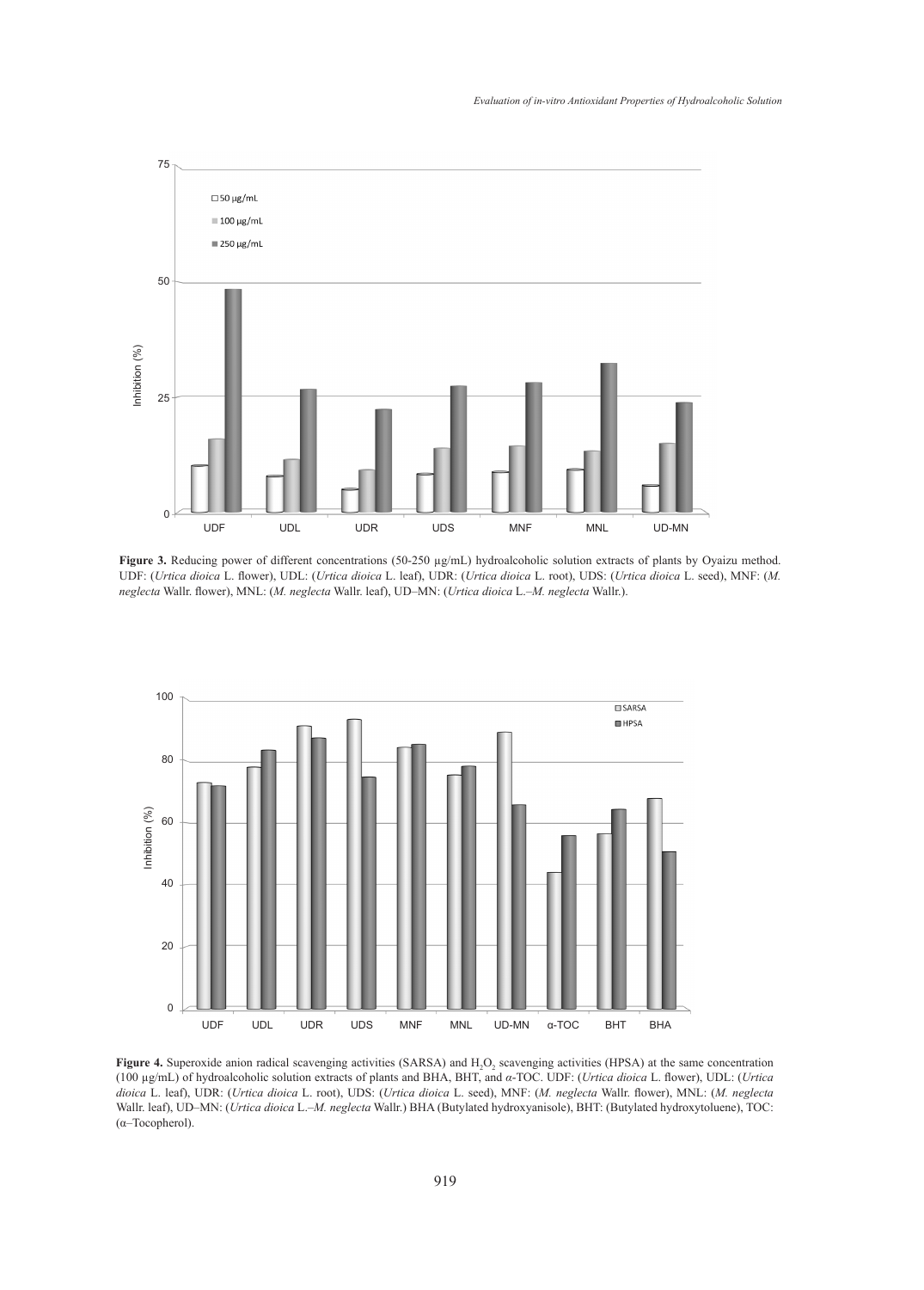**Figure 3.** Reducing power of different concentrations (50-250 μg/mL) hydroalcoholic solution extracts of plants by Oyaizu method. UDF: (*Urtica dioica* L. flower), UDL: (*Urtica dioica* L. leaf), UDR: (*Urtica dioica* L. root), UDS: (*Urtica dioica* L. seed), MNF: (*M. neglecta* Wallr. flower), MNL: (*M. neglecta* Wallr. leaf), UD–MN: (*Urtica dioica* L.–*M. neglecta* Wallr.).

**Figure 4.** Superoxide anion radical scavenging activities (SARSA) and $H_2O_2$ scavenging activities (HPSA) at the same concentration (100 μg/mL) of hydroalcoholic solution extracts of plants and BHA, BHT, and *α*-TOC. UDF: (*Urtica dioica* L. flower), UDL: (*Urtica dioica* L. leaf), UDR: (*Urtica dioica* L. root), UDS: (*Urtica dioica* L. seed), MNF: (*M. neglecta* Wallr. flower), MNL: (*M. neglecta* Wallr. leaf), UD–MN: (*Urtica dioica* L.–*M. neglecta* Wallr.) BHA (Butylated hydroxyanisole), BHT: (Butylated hydroxytoluene), TOC: (α–Tocopherol).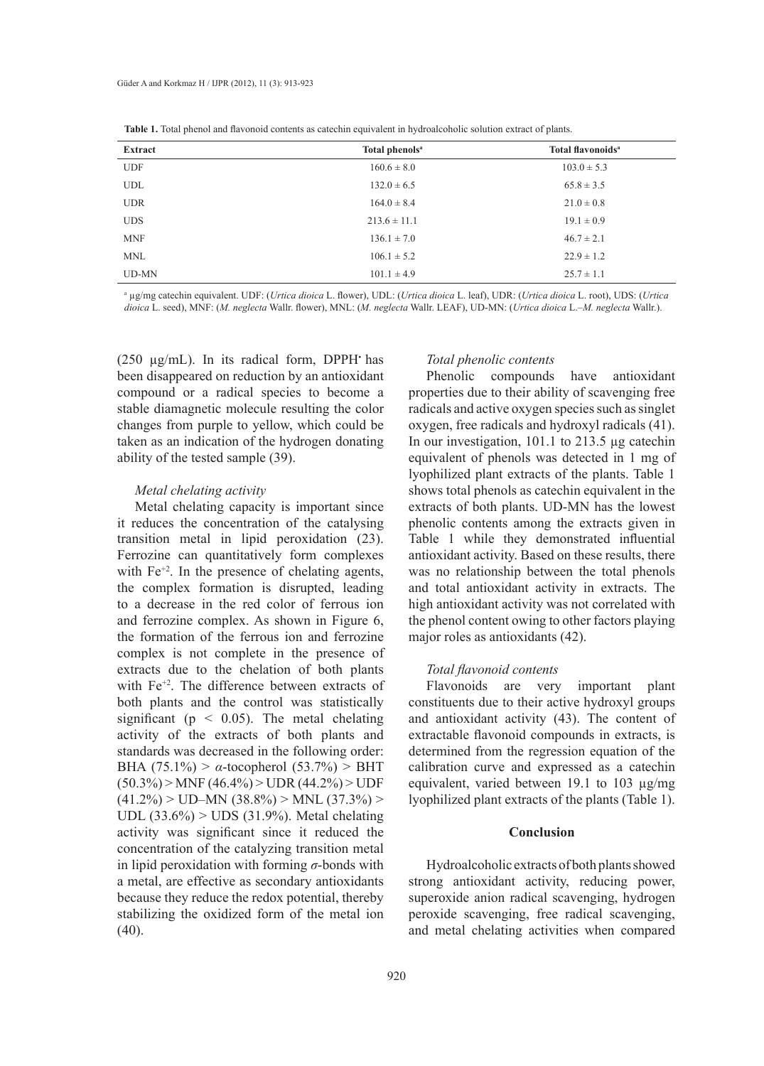**Table 1.** Total phenol and flavonoid contents as catechin equivalent in hydroalcoholic solution extract of plants.

| Extract | Total phenols[a] | Total flavonoids[a] |
|---|---|---|
| UDF | 160.6 ± 8.0 | 103.0 ± 5.3 |
| UDL | 132.0 ± 6.5 | 65.8 ± 3.5 |
| UDR | 164.0 ± 8.4 | 21.0 ± 0.8 |
| UDS | 213.6 ± 11.1 | 19.1 ± 0.9 |
| MNF | 136.1 ± 7.0 | 46.7 ± 2.1 |
| MNL | 106.1 ± 5.2 | 22.9 ± 1.2 |
| UD-MN | 101.1 ± 4.9 | 25.7 ± 1.1 |

[a] µg/mg catechin equivalent. UDF: (*Urtica dioica* L. flower), UDL: (*Urtica dioica* L. leaf), UDR: (*Urtica dioica* L. root), UDS: (*Urtica dioica* L. seed), MNF: (*M. neglecta* Wallr. flower), MNL: (*M. neglecta* Wallr. LEAF), UD-MN: (*Urtica dioica* L.–*M. neglecta* Wallr.).

(250 µg/mL). In its radical form, DPPH• has been disappeared on reduction by an antioxidant compound or a radical species to become a stable diamagnetic molecule resulting the color changes from purple to yellow, which could be taken as an indication of the hydrogen donating ability of the tested sample (39).

*Metal chelating activity*

Metal chelating capacity is important since it reduces the concentration of the catalysing transition metal in lipid peroxidation (23). Ferrozine can quantitatively form complexes with $Fe^{+2}$. In the presence of chelating agents, the complex formation is disrupted, leading to a decrease in the red color of ferrous ion and ferrozine complex. As shown in Figure 6, the formation of the ferrous ion and ferrozine complex is not complete in the presence of extracts due to the chelation of both plants with $Fe^{+2}$. The difference between extracts of both plants and the control was statistically significant ($p < 0.05$). The metal chelating activity of the extracts of both plants and standards was decreased in the following order: BHA (75.1%) > $\alpha$-tocopherol (53.7%) > BHT (50.3%) > MNF (46.4%) > UDR (44.2%) > UDF (41.2%) > UD–MN (38.8%) > MNL (37.3%) > UDL (33.6%) > UDS (31.9%). Metal chelating activity was significant since it reduced the concentration of the catalyzing transition metal in lipid peroxidation with forming $\sigma$-bonds with a metal, are effective as secondary antioxidants because they reduce the redox potential, thereby stabilizing the oxidized form of the metal ion (40).

*Total phenolic contents*

Phenolic compounds have antioxidant properties due to their ability of scavenging free radicals and active oxygen species such as singlet oxygen, free radicals and hydroxyl radicals (41). In our investigation, 101.1 to 213.5 µg catechin equivalent of phenols was detected in 1 mg of lyophilized plant extracts of the plants. Table 1 shows total phenols as catechin equivalent in the extracts of both plants. UD-MN has the lowest phenolic contents among the extracts given in Table 1 while they demonstrated influential antioxidant activity. Based on these results, there was no relationship between the total phenols and total antioxidant activity in extracts. The high antioxidant activity was not correlated with the phenol content owing to other factors playing major roles as antioxidants (42).

*Total flavonoid contents*

Flavonoids are very important plant constituents due to their active hydroxyl groups and antioxidant activity (43). The content of extractable flavonoid compounds in extracts, is determined from the regression equation of the calibration curve and expressed as a catechin equivalent, varied between 19.1 to 103 µg/mg lyophilized plant extracts of the plants (Table 1).

## Conclusion

Hydroalcoholic extracts of both plants showed strong antioxidant activity, reducing power, superoxide anion radical scavenging, hydrogen peroxide scavenging, free radical scavenging, and metal chelating activities when compared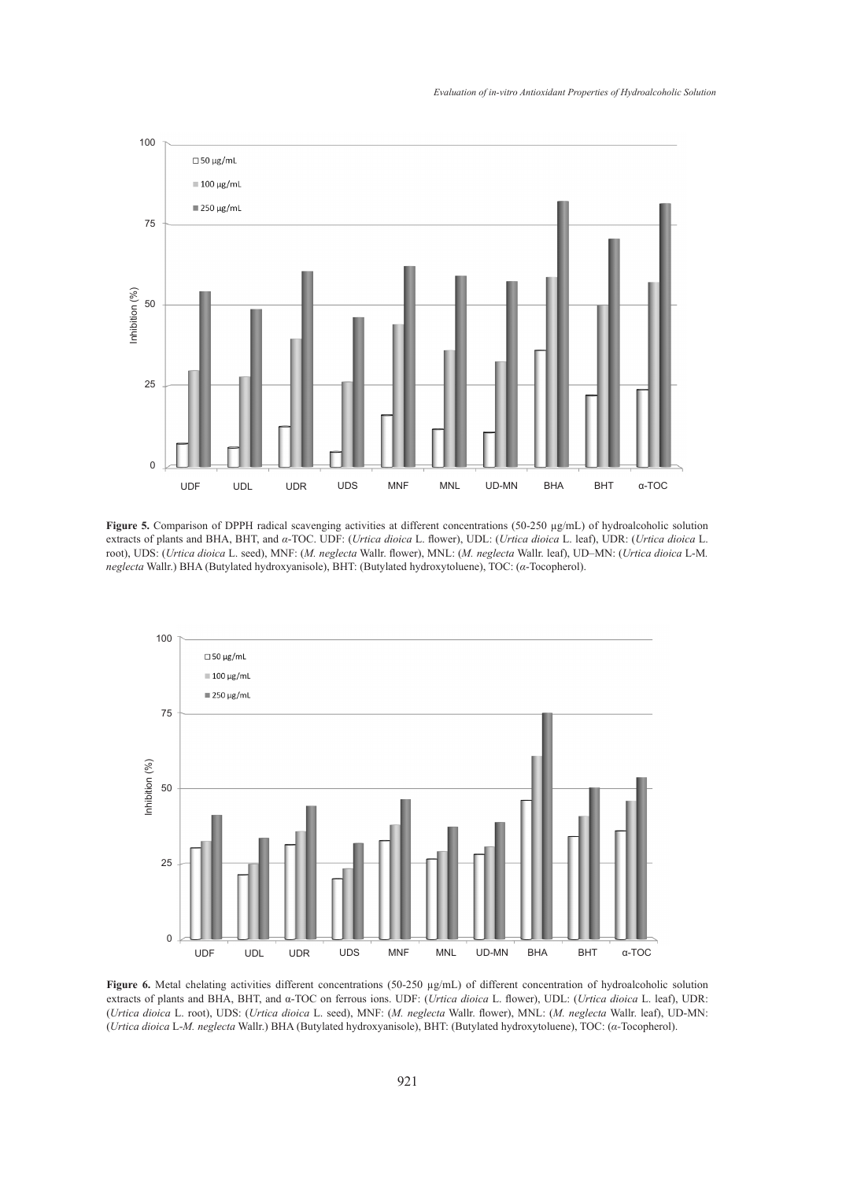**Figure 5.** Comparison of DPPH radical scavenging activities at different concentrations (50-250 μg/mL) of hydroalcoholic solution extracts of plants and BHA, BHT, and *α*-TOC. UDF: (*Urtica dioica* L. flower), UDL: (*Urtica dioica* L. leaf), UDR: (*Urtica dioica* L. root), UDS: (*Urtica dioica* L. seed), MNF: (*M. neglecta* Wallr. flower), MNL: (*M. neglecta* Wallr. leaf), UD–MN: (*Urtica dioica* L-*M. neglecta* Wallr.) BHA (Butylated hydroxyanisole), BHT: (Butylated hydroxytoluene), TOC: (*α*-Tocopherol).

**Figure 6.** Metal chelating activities different concentrations (50-250 μg/mL) of different concentration of hydroalcoholic solution extracts of plants and BHA, BHT, and α-TOC on ferrous ions. UDF: (*Urtica dioica* L. flower), UDL: (*Urtica dioica* L. leaf), UDR: (*Urtica dioica* L. root), UDS: (*Urtica dioica* L. seed), MNF: (*M. neglecta* Wallr. flower), MNL: (*M. neglecta* Wallr. leaf), UD-MN: (*Urtica dioica* L-*M. neglecta* Wallr.) BHA (Butylated hydroxyanisole), BHT: (Butylated hydroxytoluene), TOC: (*α*-Tocopherol).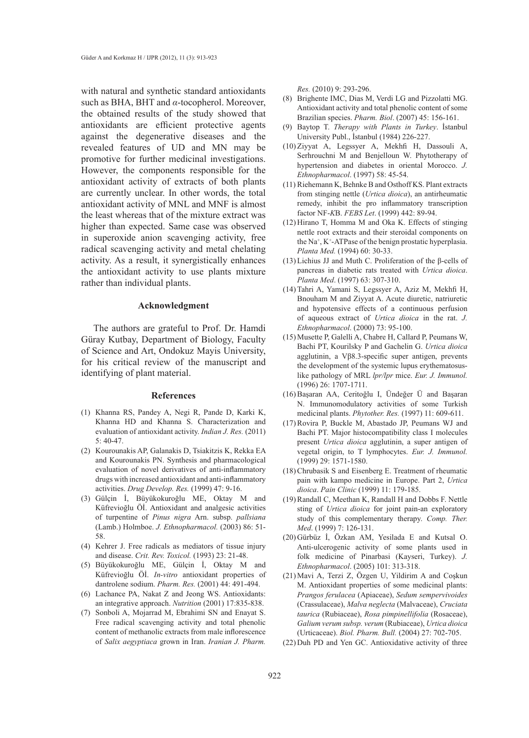with natural and synthetic standard antioxidants such as BHA, BHT and $\alpha$-tocopherol. Moreover, the obtained results of the study showed that antioxidants are efficient protective agents against the degenerative diseases and the revealed features of UD and MN may be promotive for further medicinal investigations. However, the components responsible for the antioxidant activity of extracts of both plants are currently unclear. In other words, the total antioxidant activity of MNL and MNF is almost the least whereas that of the mixture extract was higher than expected. Same case was observed in superoxide anion scavenging activity, free radical scavenging activity and metal chelating activity. As a result, it synergistically enhances the antioxidant activity to use plants mixture rather than individual plants.

## Acknowledgment

The authors are grateful to Prof. Dr. Hamdi Güray Kutbay, Department of Biology, Faculty of Science and Art, Ondokuz Mayis University, for his critical review of the manuscript and identifying of plant material.

## References

(1) Khanna RS, Pandey A, Negi R, Pande D, Karki K, Khanna HD and Khanna S. Characterization and evaluation of antioxidant activity. *Indian J. Res.* (2011) 5: 40-47.

(2) Kourounakis AP, Galanakis D, Tsiakitzis K, Rekka EA and Kourounakis PN. Synthesis and pharmacological evaluation of novel derivatives of anti-inflammatory drugs with increased antioxidant and anti-inflammatory activities. *Drug Develop. Res.* (1999) 47: 9-16.

(3) Gülçin İ, Büyükokuroğlu ME, Oktay M and Küfrevioğlu Öİ. Antioxidant and analgesic activities of turpentine of *Pinus nigra* Arn. subsp. *pallsiana* (Lamb.) Holmboe. *J. Ethnopharmacol.* (2003) 86: 51-58.

(4) Kehrer J. Free radicals as mediators of tissue injury and disease. *Crit. Rev. Toxicol.* (1993) 23: 21-48.

(5) Büyükokuroğlu ME, Gülçin İ, Oktay M and Küfrevioğlu Öİ. *In-vitro* antioxidant properties of dantrolene sodium. *Pharm. Res.* (2001) 44: 491-494.

(6) Lachance PA, Nakat Z and Jeong WS. Antioxidants: an integrative approach. *Nutrition* (2001) 17:835-838.

(7) Sonboli A, Mojarrad M, Ebrahimi SN and Enayat S. Free radical scavenging activity and total phenolic content of methanolic extracts from male inflorescence of *Salix aegyptiaca* grown in Iran. *Iranian J. Pharm. Res.* (2010) 9: 293-296.

(8) Brighente IMC, Dias M, Verdi LG and Pizzolatti MG. Antioxidant activity and total phenolic content of some Brazilian species. *Pharm. Biol*. (2007) 45: 156-161.

(9) Baytop T. *Therapy with Plants in Turkey*. İstanbul University Publ., İstanbul (1984) 226-227.

(10) Ziyyat A, Legssyer A, Mekhfi H, Dassouli A, Serhrouchni M and Benjelloun W. Phytotherapy of hypertension and diabetes in oriental Morocco. *J. Ethnopharmacol*. (1997) 58: 45-54.

(11) Riehemann K, Behnke B and Osthoff KS. Plant extracts from stinging nettle (*Urtica dioica*), an antirheumatic remedy, inhibit the pro inflammatory transcription factor NF-*K*B. *FEBS Let*. (1999) 442: 89-94.

(12) Hirano T, Homma M and Oka K. Effects of stinging nettle root extracts and their steroidal components on the $Na^+$, $K^+$-ATPase of the benign prostatic hyperplasia. *Planta Med.* (1994) 60: 30-33.

(13) Lichius JJ and Muth C. Proliferation of the β-cells of pancreas in diabetic rats treated with *Urtica dioica*. *Planta Med*. (1997) 63: 307-310.

(14) Tahri A, Yamani S, Legssyer A, Aziz M, Mekhfi H, Bnouham M and Ziyyat A. Acute diuretic, natriuretic and hypotensive effects of a continuous perfusion of aqueous extract of *Urtica dioica* in the rat. *J. Ethnopharmacol*. (2000) 73: 95-100.

(15) Musette P, Galelli A, Chabre H, Callard P, Peumans W, Bachi PT, Kourilsky P and Gachelin G. *Urtica dioica* agglutinin, a Vβ8.3-specific super antigen, prevents the development of the systemic lupus erythematosus-like pathology of MRL *lpr/lpr* mice. *Eur. J. Immunol.* (1996) 26: 1707-1711.

(16) Başaran AA, Ceritoğlu I, Ündeğer Ü and Başaran N. Immunomodulatory activities of some Turkish medicinal plants. *Phytother. Res.* (1997) 11: 609-611.

(17) Rovira P, Buckle M, Abastado JP, Peumans WJ and Bachi PT. Major histocompatibility class I molecules present *Urtica dioica* agglutinin, a super antigen of vegetal origin, to T lymphocytes. *Eur. J. Immunol.* (1999) 29: 1571-1580.

(18) Chrubasik S and Eisenberg E. Treatment of rheumatic pain with kampo medicine in Europe. Part 2, *Urtica dioica*. *Pain Clinic* (1999) 11: 179-185.

(19) Randall C, Meethan K, Randall H and Dobbs F. Nettle sting of *Urtica dioica* for joint pain-an exploratory study of this complementary therapy. *Comp. Ther. Med*. (1999) 7: 126-131.

(20) Gürbüz İ, Özkan AM, Yesilada E and Kutsal O. Anti-ulcerogenic activity of some plants used in folk medicine of Pinarbasi (Kayseri, Turkey). *J. Ethnopharmacol*. (2005) 101: 313-318.

(21) Mavi A, Terzi Z, Özgen U, Yildirim A and Coşkun M. Antioxidant properties of some medicinal plants: *Prangos ferulacea* (Apiaceae), *Sedum sempervivoides* (Crassulaceae), *Malva neglecta* (Malvaceae), *Cruciata taurica* (Rubiaceae), *Rosa pimpinellifolia* (Rosaceae), *Galium verum subsp. verum* (Rubiaceae), *Urtica dioica* (Urticaceae). *Biol. Pharm. Bull.* (2004) 27: 702-705.

(22) Duh PD and Yen GC. Antioxidative activity of three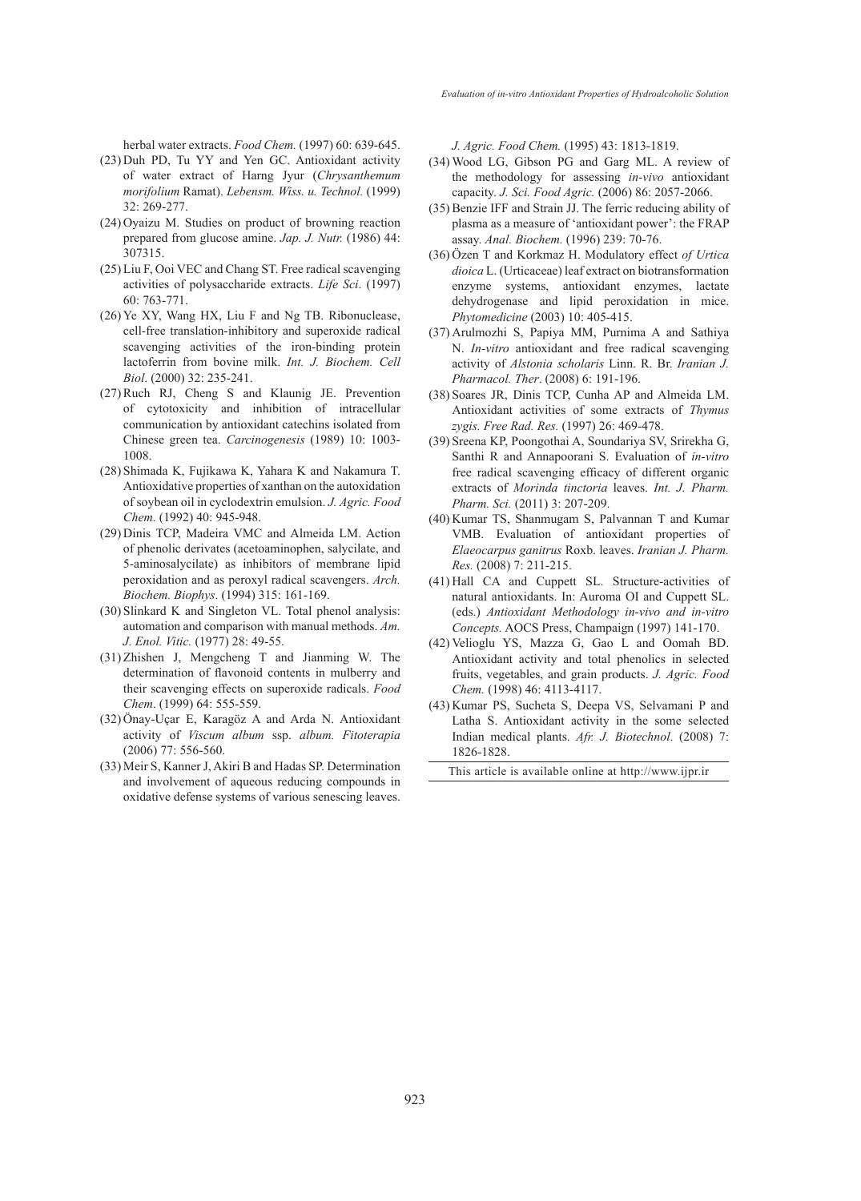herbal water extracts. *Food Chem.* (1997) 60: 639-645.

(23) Duh PD, Tu YY and Yen GC. Antioxidant activity of water extract of Harng Jyur (*Chrysanthemum morifolium* Ramat). *Lebensm. Wiss. u. Technol.* (1999) 32: 269-277.

(24) Oyaizu M. Studies on product of browning reaction prepared from glucose amine. *Jap. J. Nutr.* (1986) 44: 307315.

(25) Liu F, Ooi VEC and Chang ST. Free radical scavenging activities of polysaccharide extracts. *Life Sci*. (1997) 60: 763-771.

(26) Ye XY, Wang HX, Liu F and Ng TB. Ribonuclease, cell-free translation-inhibitory and superoxide radical scavenging activities of the iron-binding protein lactoferrin from bovine milk. *Int. J. Biochem. Cell Biol*. (2000) 32: 235-241.

(27) Ruch RJ, Cheng S and Klaunig JE. Prevention of cytotoxicity and inhibition of intracellular communication by antioxidant catechins isolated from Chinese green tea. *Carcinogenesis* (1989) 10: 1003-1008.

(28) Shimada K, Fujikawa K, Yahara K and Nakamura T. Antioxidative properties of xanthan on the autoxidation of soybean oil in cyclodextrin emulsion. *J. Agric. Food Chem.* (1992) 40: 945-948.

(29) Dinis TCP, Madeira VMC and Almeida LM. Action of phenolic derivates (acetoaminophen, salycilate, and 5-aminosalycilate) as inhibitors of membrane lipid peroxidation and as peroxyl radical scavengers. *Arch. Biochem. Biophys*. (1994) 315: 161-169.

(30) Slinkard K and Singleton VL. Total phenol analysis: automation and comparison with manual methods. *Am. J. Enol. Vitic.* (1977) 28: 49-55.

(31) Zhishen J, Mengcheng T and Jianming W. The determination of flavonoid contents in mulberry and their scavenging effects on superoxide radicals. *Food Chem*. (1999) 64: 555-559.

(32) Önay-Uçar E, Karagöz A and Arda N. Antioxidant activity of *Viscum album* ssp. *album. Fitoterapia* (2006) 77: 556-560.

(33) Meir S, Kanner J, Akiri B and Hadas SP. Determination and involvement of aqueous reducing compounds in oxidative defense systems of various senescing leaves. *J. Agric. Food Chem.* (1995) 43: 1813-1819.

(34) Wood LG, Gibson PG and Garg ML. A review of the methodology for assessing *in-vivo* antioxidant capacity. *J. Sci. Food Agric.* (2006) 86: 2057-2066.

(35) Benzie IFF and Strain JJ. The ferric reducing ability of plasma as a measure of 'antioxidant power': the FRAP assay. *Anal. Biochem.* (1996) 239: 70-76.

(36) Özen T and Korkmaz H. Modulatory effect *of Urtica dioica* L. (Urticaceae) leaf extract on biotransformation enzyme systems, antioxidant enzymes, lactate dehydrogenase and lipid peroxidation in mice. *Phytomedicine* (2003) 10: 405-415.

(37) Arulmozhi S, Papiya MM, Purnima A and Sathiya N. *In-vitro* antioxidant and free radical scavenging activity of *Alstonia scholaris* Linn. R. Br. *Iranian J. Pharmacol. Ther*. (2008) 6: 191-196.

(38) Soares JR, Dinis TCP, Cunha AP and Almeida LM. Antioxidant activities of some extracts of *Thymus zygis. Free Rad. Res.* (1997) 26: 469-478.

(39) Sreena KP, Poongothai A, Soundariya SV, Srirekha G, Santhi R and Annapoorani S. Evaluation of *in-vitro* free radical scavenging efficacy of different organic extracts of *Morinda tinctoria* leaves. *Int. J. Pharm. Pharm. Sci.* (2011) 3: 207-209.

(40) Kumar TS, Shanmugam S, Palvannan T and Kumar VMB. Evaluation of antioxidant properties of *Elaeocarpus ganitrus* Roxb. leaves. *Iranian J. Pharm. Res.* (2008) 7: 211-215.

(41) Hall CA and Cuppett SL. Structure-activities of natural antioxidants. In: Auroma OI and Cuppett SL. (eds.) *Antioxidant Methodology in-vivo and in-vitro Concepts.* AOCS Press, Champaign (1997) 141-170.

(42) Velioglu YS, Mazza G, Gao L and Oomah BD. Antioxidant activity and total phenolics in selected fruits, vegetables, and grain products. *J. Agric. Food Chem.* (1998) 46: 4113-4117.

(43) Kumar PS, Sucheta S, Deepa VS, Selvamani P and Latha S. Antioxidant activity in the some selected Indian medical plants. *Afr. J. Biotechnol*. (2008) 7: 1826-1828.

This article is available online at http://www.ijpr.ir